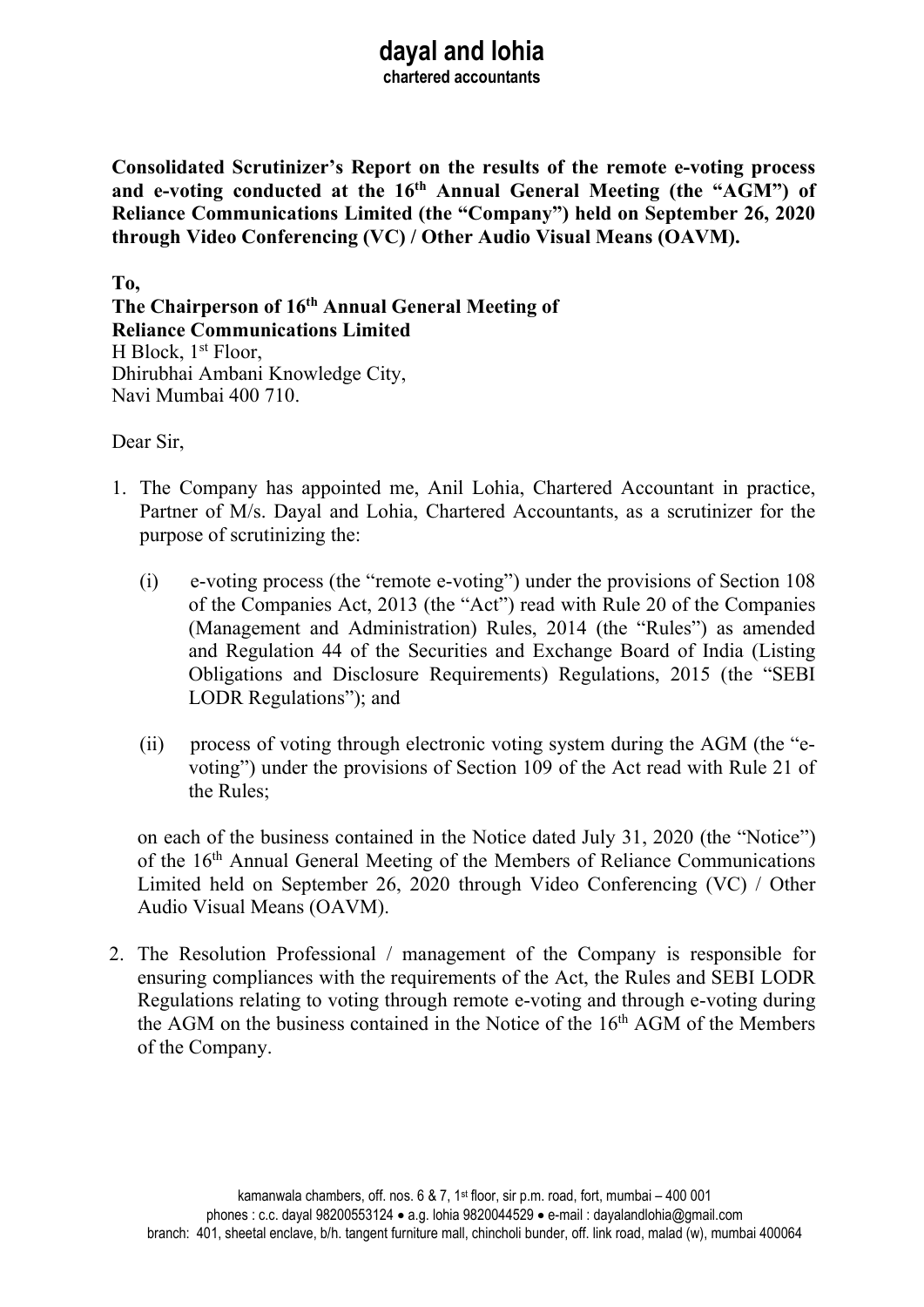# dayal and lohia

chartered accountants

**Consolidated Scrutinizer's Report on the results of the remote e-voting process and e-voting conducted at the 16th Annual General Meeting (the "AGM") of Reliance Communications Limited (the "Company") held on September 26, 2020 through Video Conferencing (VC) / Other Audio Visual Means (OAVM).**

**To,**
**The Chairperson of 16th Annual General Meeting of**
**Reliance Communications Limited**
H Block, 1st Floor,
Dhirubhai Ambani Knowledge City,
Navi Mumbai 400 710.

Dear Sir,

1. The Company has appointed me, Anil Lohia, Chartered Accountant in practice, Partner of M/s. Dayal and Lohia, Chartered Accountants, as a scrutinizer for the purpose of scrutinizing the:

   (i) e-voting process (the "remote e-voting") under the provisions of Section 108 of the Companies Act, 2013 (the "Act") read with Rule 20 of the Companies (Management and Administration) Rules, 2014 (the "Rules") as amended and Regulation 44 of the Securities and Exchange Board of India (Listing Obligations and Disclosure Requirements) Regulations, 2015 (the "SEBI LODR Regulations"); and

   (ii) process of voting through electronic voting system during the AGM (the "e-voting") under the provisions of Section 109 of the Act read with Rule 21 of the Rules;

   on each of the business contained in the Notice dated July 31, 2020 (the "Notice") of the 16th Annual General Meeting of the Members of Reliance Communications Limited held on September 26, 2020 through Video Conferencing (VC) / Other Audio Visual Means (OAVM).

2. The Resolution Professional / management of the Company is responsible for ensuring compliances with the requirements of the Act, the Rules and SEBI LODR Regulations relating to voting through remote e-voting and through e-voting during the AGM on the business contained in the Notice of the 16th AGM of the Members of the Company.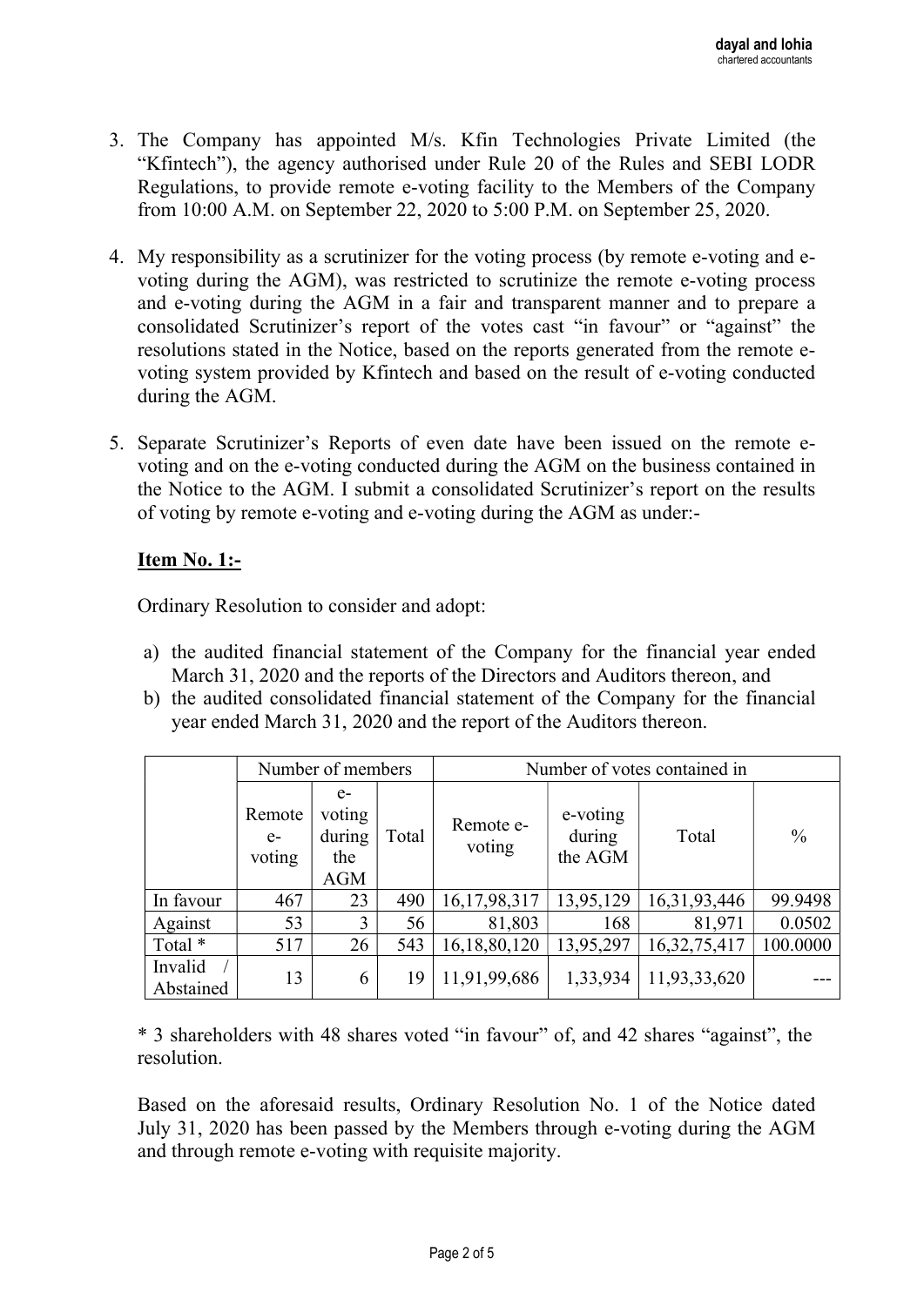3. The Company has appointed M/s. Kfin Technologies Private Limited (the "Kfintech"), the agency authorised under Rule 20 of the Rules and SEBI LODR Regulations, to provide remote e-voting facility to the Members of the Company from 10:00 A.M. on September 22, 2020 to 5:00 P.M. on September 25, 2020.

4. My responsibility as a scrutinizer for the voting process (by remote e-voting and e-voting during the AGM), was restricted to scrutinize the remote e-voting process and e-voting during the AGM in a fair and transparent manner and to prepare a consolidated Scrutinizer's report of the votes cast "in favour" or "against" the resolutions stated in the Notice, based on the reports generated from the remote e-voting system provided by Kfintech and based on the result of e-voting conducted during the AGM.

5. Separate Scrutinizer's Reports of even date have been issued on the remote e-voting and on the e-voting conducted during the AGM on the business contained in the Notice to the AGM. I submit a consolidated Scrutinizer's report on the results of voting by remote e-voting and e-voting during the AGM as under:-

**Item No. 1:-**

Ordinary Resolution to consider and adopt:

a) the audited financial statement of the Company for the financial year ended March 31, 2020 and the reports of the Directors and Auditors thereon, and
b) the audited consolidated financial statement of the Company for the financial year ended March 31, 2020 and the report of the Auditors thereon.

| | Number of members | | | Number of votes contained in | | | |
|---|---|---|---|---|---|---|---|
| | Remote e-voting | e-voting during the AGM | Total | Remote e-voting | e-voting during the AGM | Total | % |
| In favour | 467 | 23 | 490 | 16,17,98,317 | 13,95,129 | 16,31,93,446 | 99.9498 |
| Against | 53 | 3 | 56 | 81,803 | 168 | 81,971 | 0.0502 |
| Total * | 517 | 26 | 543 | 16,18,80,120 | 13,95,297 | 16,32,75,417 | 100.0000 |
| Invalid / Abstained | 13 | 6 | 19 | 11,91,99,686 | 1,33,934 | 11,93,33,620 | --- |

* 3 shareholders with 48 shares voted "in favour" of, and 42 shares "against", the resolution.

Based on the aforesaid results, Ordinary Resolution No. 1 of the Notice dated July 31, 2020 has been passed by the Members through e-voting during the AGM and through remote e-voting with requisite majority.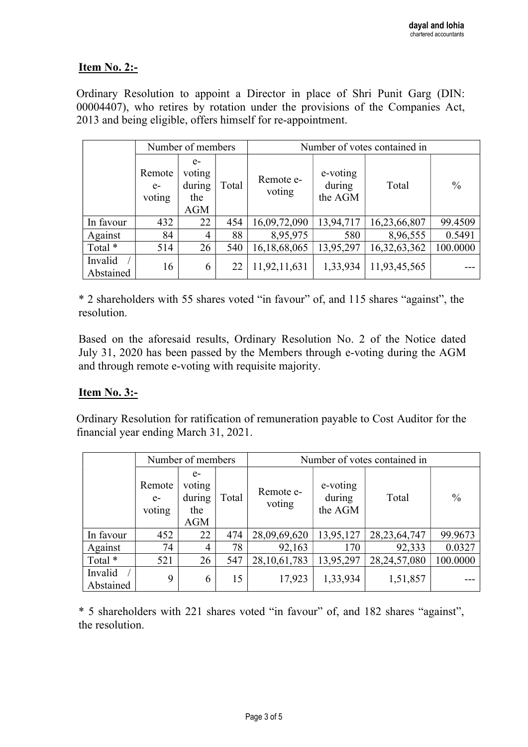**Item No. 2:-**

Ordinary Resolution to appoint a Director in place of Shri Punit Garg (DIN: 00004407), who retires by rotation under the provisions of the Companies Act, 2013 and being eligible, offers himself for re-appointment.

| | Number of members | | | Number of votes contained in | | | |
|---|---|---|---|---|---|---|---|
| | Remote e-voting | e-voting during the AGM | Total | Remote e-voting | e-voting during the AGM | Total | % |
| In favour | 432 | 22 | 454 | 16,09,72,090 | 13,94,717 | 16,23,66,807 | 99.4509 |
| Against | 84 | 4 | 88 | 8,95,975 | 580 | 8,96,555 | 0.5491 |
| Total * | 514 | 26 | 540 | 16,18,68,065 | 13,95,297 | 16,32,63,362 | 100.0000 |
| Invalid / Abstained | 16 | 6 | 22 | 11,92,11,631 | 1,33,934 | 11,93,45,565 | --- |

* 2 shareholders with 55 shares voted "in favour" of, and 115 shares "against", the resolution.

Based on the aforesaid results, Ordinary Resolution No. 2 of the Notice dated July 31, 2020 has been passed by the Members through e-voting during the AGM and through remote e-voting with requisite majority.

**Item No. 3:-**

Ordinary Resolution for ratification of remuneration payable to Cost Auditor for the financial year ending March 31, 2021.

| | Number of members | | | Number of votes contained in | | | |
|---|---|---|---|---|---|---|---|
| | Remote e-voting | e-voting during the AGM | Total | Remote e-voting | e-voting during the AGM | Total | % |
| In favour | 452 | 22 | 474 | 28,09,69,620 | 13,95,127 | 28,23,64,747 | 99.9673 |
| Against | 74 | 4 | 78 | 92,163 | 170 | 92,333 | 0.0327 |
| Total * | 521 | 26 | 547 | 28,10,61,783 | 13,95,297 | 28,24,57,080 | 100.0000 |
| Invalid / Abstained | 9 | 6 | 15 | 17,923 | 1,33,934 | 1,51,857 | --- |

* 5 shareholders with 221 shares voted "in favour" of, and 182 shares "against", the resolution.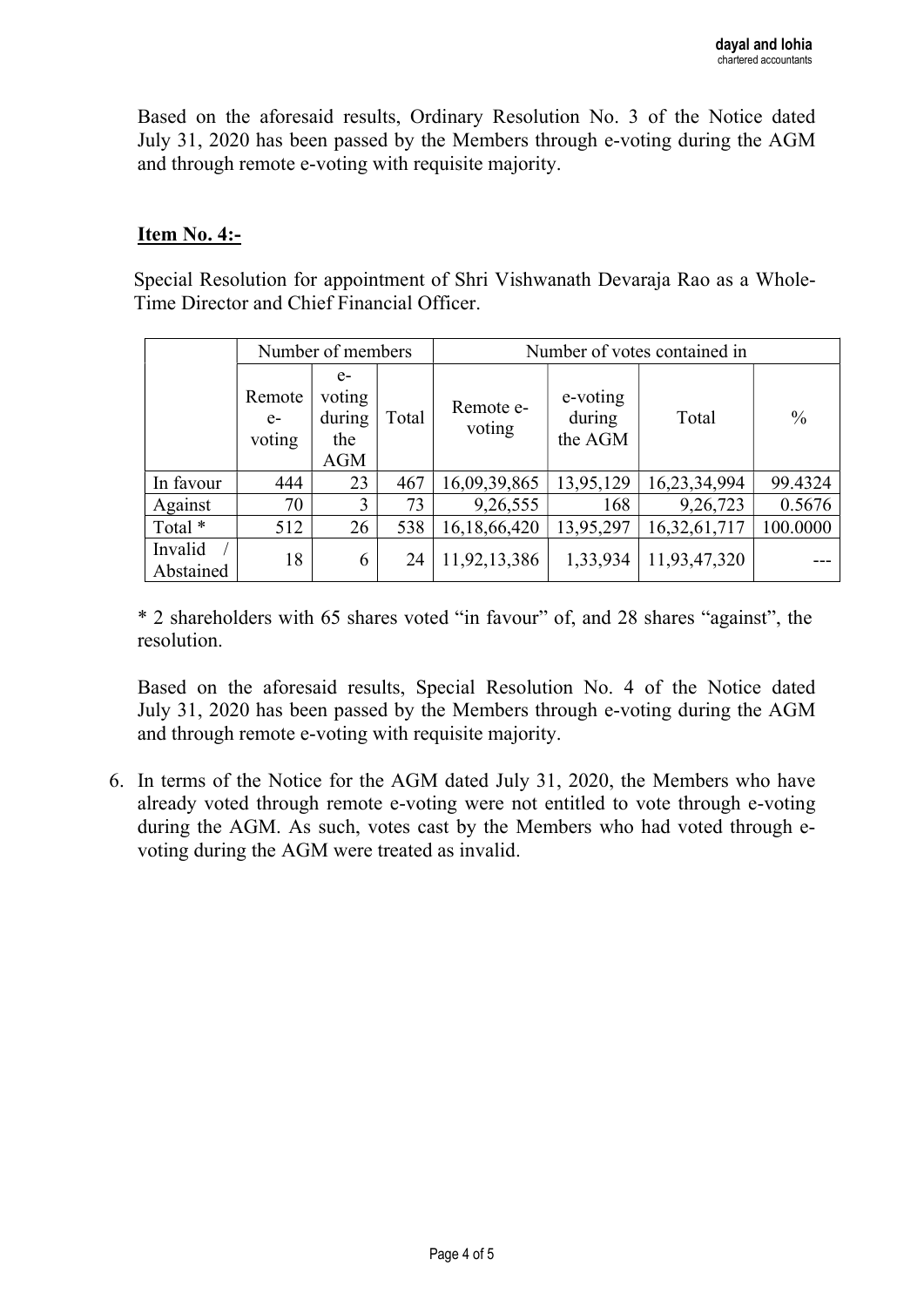Based on the aforesaid results, Ordinary Resolution No. 3 of the Notice dated July 31, 2020 has been passed by the Members through e-voting during the AGM and through remote e-voting with requisite majority.

**Item No. 4:-**

Special Resolution for appointment of Shri Vishwanath Devaraja Rao as a Whole-Time Director and Chief Financial Officer.

| | Number of members | | | Number of votes contained in | | | |
|---|---|---|---|---|---|---|---|
| | Remote e-voting | e-voting during the AGM | Total | Remote e-voting | e-voting during the AGM | Total | % |
| In favour | 444 | 23 | 467 | 16,09,39,865 | 13,95,129 | 16,23,34,994 | 99.4324 |
| Against | 70 | 3 | 73 | 9,26,555 | 168 | 9,26,723 | 0.5676 |
| Total * | 512 | 26 | 538 | 16,18,66,420 | 13,95,297 | 16,32,61,717 | 100.0000 |
| Invalid / Abstained | 18 | 6 | 24 | 11,92,13,386 | 1,33,934 | 11,93,47,320 | --- |

* 2 shareholders with 65 shares voted "in favour" of, and 28 shares "against", the resolution.

Based on the aforesaid results, Special Resolution No. 4 of the Notice dated July 31, 2020 has been passed by the Members through e-voting during the AGM and through remote e-voting with requisite majority.

6. In terms of the Notice for the AGM dated July 31, 2020, the Members who have already voted through remote e-voting were not entitled to vote through e-voting during the AGM. As such, votes cast by the Members who had voted through e-voting during the AGM were treated as invalid.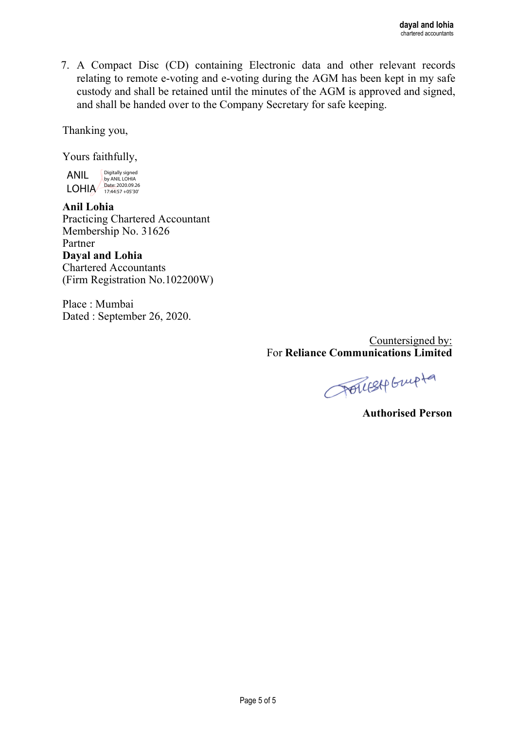7. A Compact Disc (CD) containing Electronic data and other relevant records relating to remote e-voting and e-voting during the AGM has been kept in my safe custody and shall be retained until the minutes of the AGM is approved and signed, and shall be handed over to the Company Secretary for safe keeping.

Thanking you,

Yours faithfully,

ANIL LOHIA Digitally signed by ANIL LOHIA Date: 2020.09.26 17:44:57 +05'30'

**Anil Lohia**
Practicing Chartered Accountant
Membership No. 31626
Partner
**Dayal and Lohia**
Chartered Accountants
(Firm Registration No.102200W)

Place : Mumbai
Dated : September 26, 2020.

Countersigned by:
For **Reliance Communications Limited**

**Authorised Person**